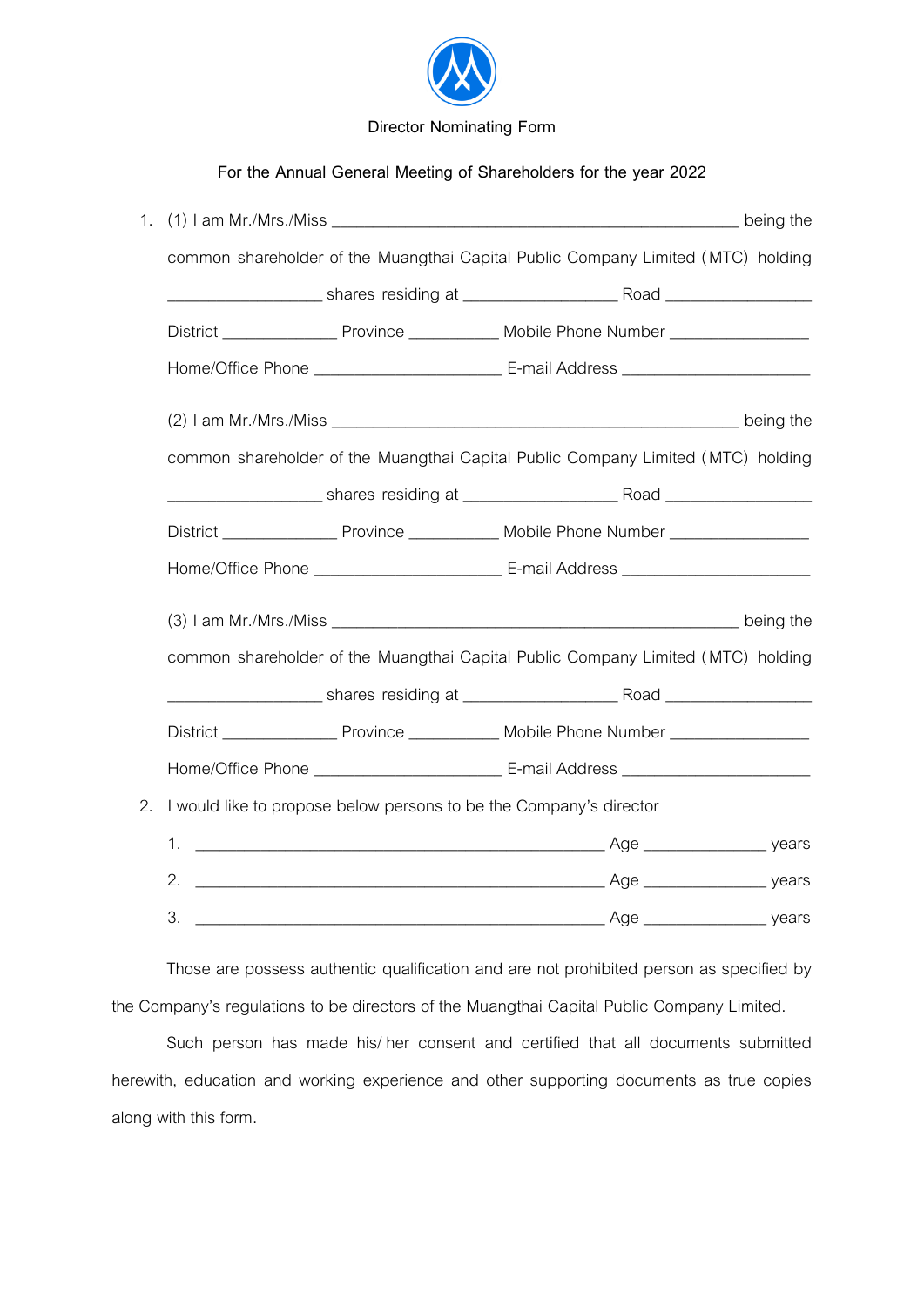Director Nominating Form

For the Annual General Meeting of Shareholders for the year 2022

1. (1) I am Mr./Mrs./Miss ______________________________________________ being the common shareholder of the Muangthai Capital Public Company Limited (MTC) holding _________________ shares residing at _________________ Road ________________ District _____________ Province __________ Mobile Phone Number _______________ Home/Office Phone _____________________ E-mail Address _____________________

   (2) I am Mr./Mrs./Miss ______________________________________________ being the common shareholder of the Muangthai Capital Public Company Limited (MTC) holding _________________ shares residing at _________________ Road ________________ District _____________ Province __________ Mobile Phone Number _______________ Home/Office Phone _____________________ E-mail Address _____________________

   (3) I am Mr./Mrs./Miss ______________________________________________ being the common shareholder of the Muangthai Capital Public Company Limited (MTC) holding _________________ shares residing at _________________ Road ________________ District _____________ Province __________ Mobile Phone Number _______________ Home/Office Phone _____________________ E-mail Address _____________________

2. I would like to propose below persons to be the Company's director

   1. ______________________________________________ Age ______________ years
   2. ______________________________________________ Age ______________ years
   3. ______________________________________________ Age ______________ years

Those are possess authentic qualification and are not prohibited person as specified by the Company's regulations to be directors of the Muangthai Capital Public Company Limited.

Such person has made his/her consent and certified that all documents submitted herewith, education and working experience and other supporting documents as true copies along with this form.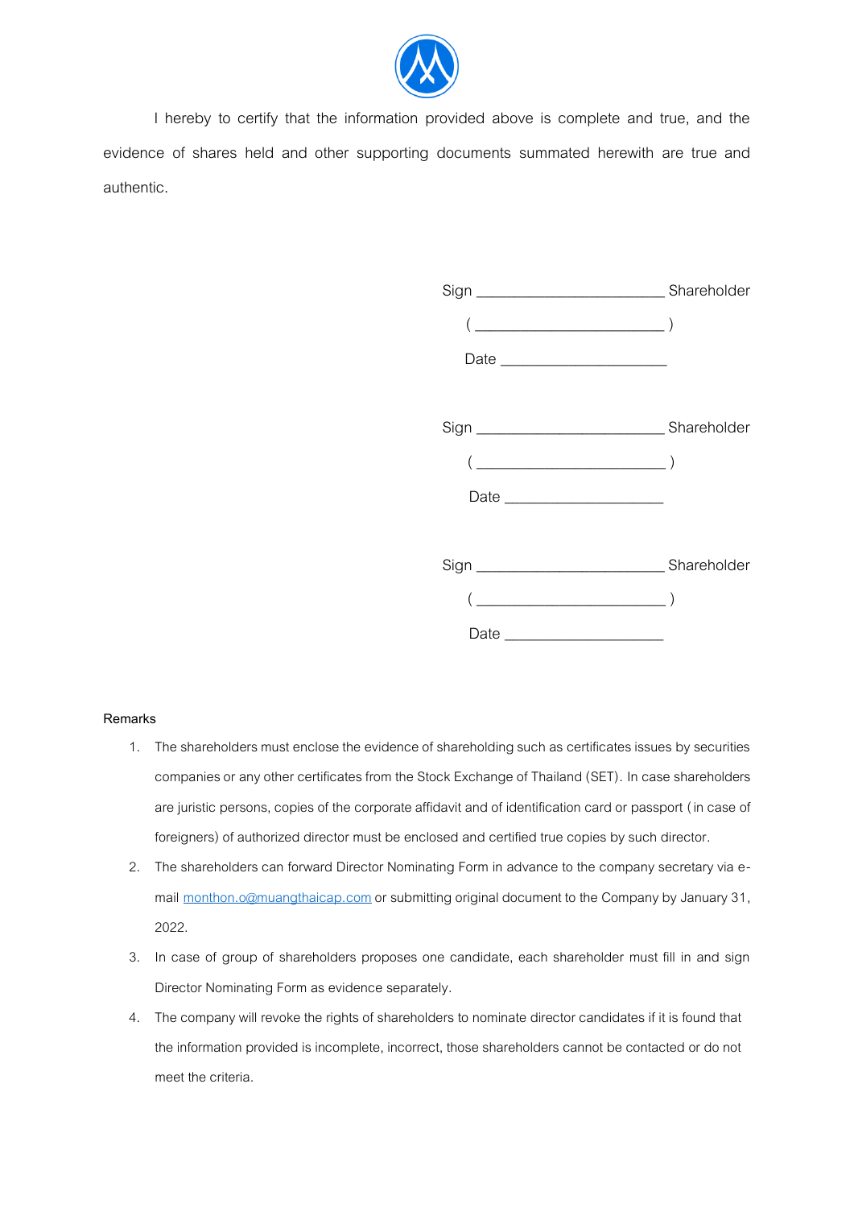I hereby to certify that the information provided above is complete and true, and the evidence of shares held and other supporting documents summated herewith are true and authentic.

Sign ________________________ Shareholder

( ________________________ )

Date _____________________

Sign ________________________ Shareholder

( ________________________ )

Date _____________________

Sign ________________________ Shareholder

( ________________________ )

Date _____________________

Remarks

1. The shareholders must enclose the evidence of shareholding such as certificates issues by securities companies or any other certificates from the Stock Exchange of Thailand (SET). In case shareholders are juristic persons, copies of the corporate affidavit and of identification card or passport (in case of foreigners) of authorized director must be enclosed and certified true copies by such director.
2. The shareholders can forward Director Nominating Form in advance to the company secretary via e-mail monthon.o@muangthaicap.com or submitting original document to the Company by January 31, 2022.
3. In case of group of shareholders proposes one candidate, each shareholder must fill in and sign Director Nominating Form as evidence separately.
4. The company will revoke the rights of shareholders to nominate director candidates if it is found that the information provided is incomplete, incorrect, those shareholders cannot be contacted or do not meet the criteria.